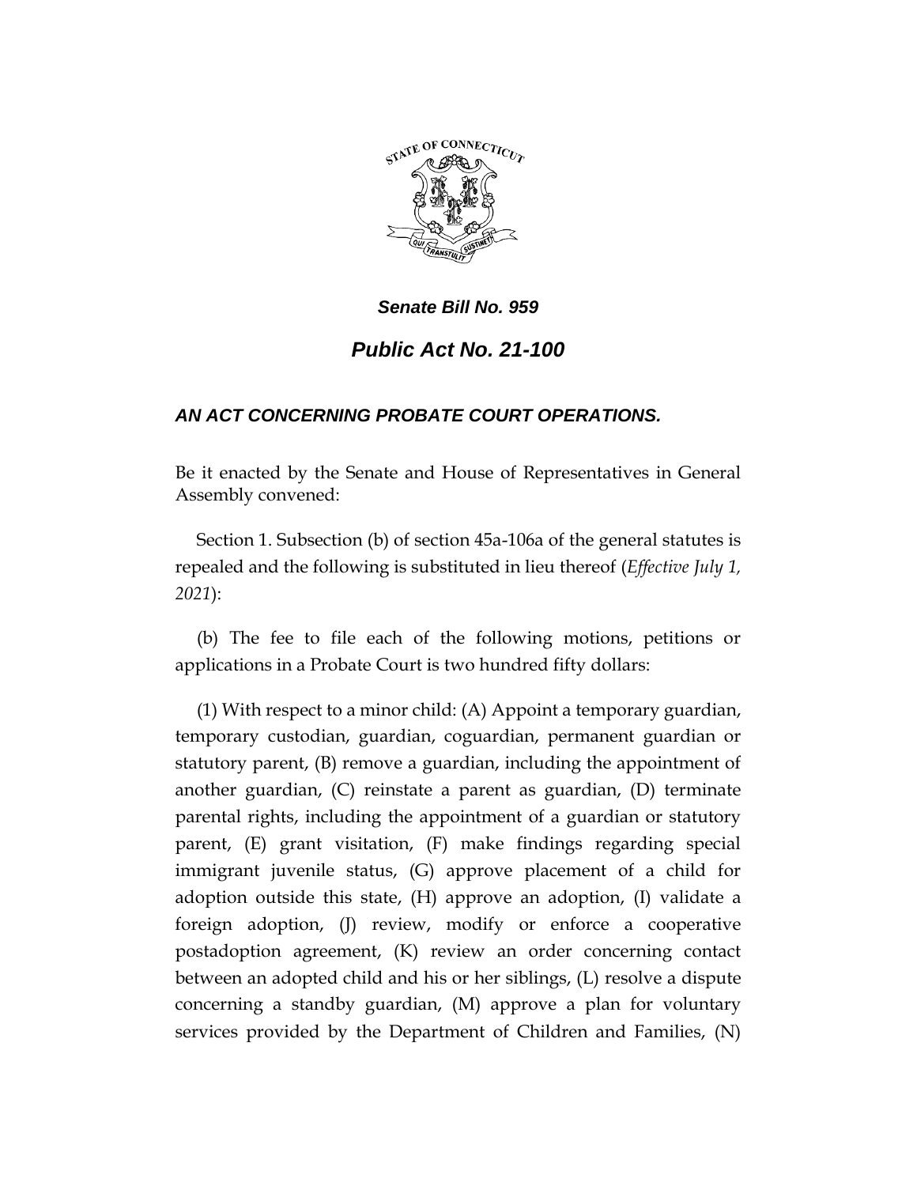***Senate Bill No. 959***

# *Public Act No. 21-100*

### *AN ACT CONCERNING PROBATE COURT OPERATIONS.*

Be it enacted by the Senate and House of Representatives in General Assembly convened:

Section 1. Subsection (b) of section 45a-106a of the general statutes is repealed and the following is substituted in lieu thereof (*Effective July 1, 2021*):

(b) The fee to file each of the following motions, petitions or applications in a Probate Court is two hundred fifty dollars:

(1) With respect to a minor child: (A) Appoint a temporary guardian, temporary custodian, guardian, coguardian, permanent guardian or statutory parent, (B) remove a guardian, including the appointment of another guardian, (C) reinstate a parent as guardian, (D) terminate parental rights, including the appointment of a guardian or statutory parent, (E) grant visitation, (F) make findings regarding special immigrant juvenile status, (G) approve placement of a child for adoption outside this state, (H) approve an adoption, (I) validate a foreign adoption, (J) review, modify or enforce a cooperative postadoption agreement, (K) review an order concerning contact between an adopted child and his or her siblings, (L) resolve a dispute concerning a standby guardian, (M) approve a plan for voluntary services provided by the Department of Children and Families, (N)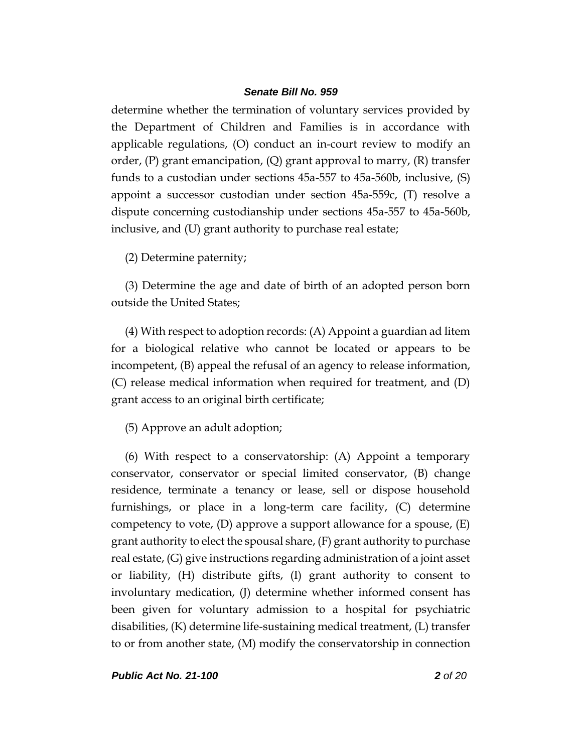determine whether the termination of voluntary services provided by the Department of Children and Families is in accordance with applicable regulations, (O) conduct an in-court review to modify an order, (P) grant emancipation, (Q) grant approval to marry, (R) transfer funds to a custodian under sections 45a-557 to 45a-560b, inclusive, (S) appoint a successor custodian under section 45a-559c, (T) resolve a dispute concerning custodianship under sections 45a-557 to 45a-560b, inclusive, and (U) grant authority to purchase real estate;

(2) Determine paternity;

(3) Determine the age and date of birth of an adopted person born outside the United States;

(4) With respect to adoption records: (A) Appoint a guardian ad litem for a biological relative who cannot be located or appears to be incompetent, (B) appeal the refusal of an agency to release information, (C) release medical information when required for treatment, and (D) grant access to an original birth certificate;

(5) Approve an adult adoption;

(6) With respect to a conservatorship: (A) Appoint a temporary conservator, conservator or special limited conservator, (B) change residence, terminate a tenancy or lease, sell or dispose household furnishings, or place in a long-term care facility, (C) determine competency to vote, (D) approve a support allowance for a spouse, (E) grant authority to elect the spousal share, (F) grant authority to purchase real estate, (G) give instructions regarding administration of a joint asset or liability, (H) distribute gifts, (I) grant authority to consent to involuntary medication, (J) determine whether informed consent has been given for voluntary admission to a hospital for psychiatric disabilities, (K) determine life-sustaining medical treatment, (L) transfer to or from another state, (M) modify the conservatorship in connection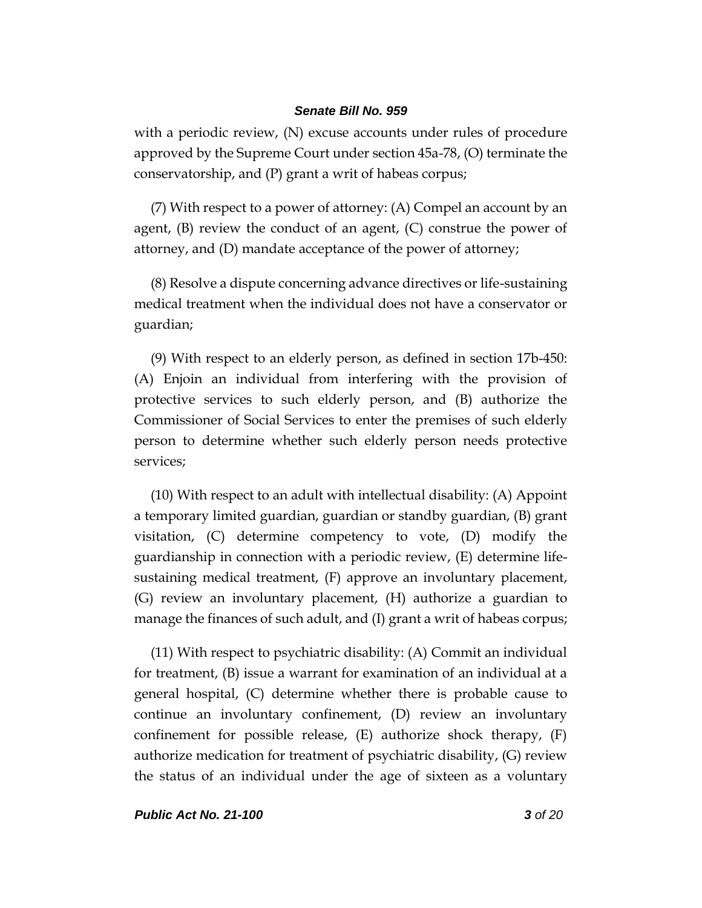with a periodic review, (N) excuse accounts under rules of procedure approved by the Supreme Court under section 45a-78, (O) terminate the conservatorship, and (P) grant a writ of habeas corpus;

(7) With respect to a power of attorney: (A) Compel an account by an agent, (B) review the conduct of an agent, (C) construe the power of attorney, and (D) mandate acceptance of the power of attorney;

(8) Resolve a dispute concerning advance directives or life-sustaining medical treatment when the individual does not have a conservator or guardian;

(9) With respect to an elderly person, as defined in section 17b-450: (A) Enjoin an individual from interfering with the provision of protective services to such elderly person, and (B) authorize the Commissioner of Social Services to enter the premises of such elderly person to determine whether such elderly person needs protective services;

(10) With respect to an adult with intellectual disability: (A) Appoint a temporary limited guardian, guardian or standby guardian, (B) grant visitation, (C) determine competency to vote, (D) modify the guardianship in connection with a periodic review, (E) determine life-sustaining medical treatment, (F) approve an involuntary placement, (G) review an involuntary placement, (H) authorize a guardian to manage the finances of such adult, and (I) grant a writ of habeas corpus;

(11) With respect to psychiatric disability: (A) Commit an individual for treatment, (B) issue a warrant for examination of an individual at a general hospital, (C) determine whether there is probable cause to continue an involuntary confinement, (D) review an involuntary confinement for possible release, (E) authorize shock therapy, (F) authorize medication for treatment of psychiatric disability, (G) review the status of an individual under the age of sixteen as a voluntary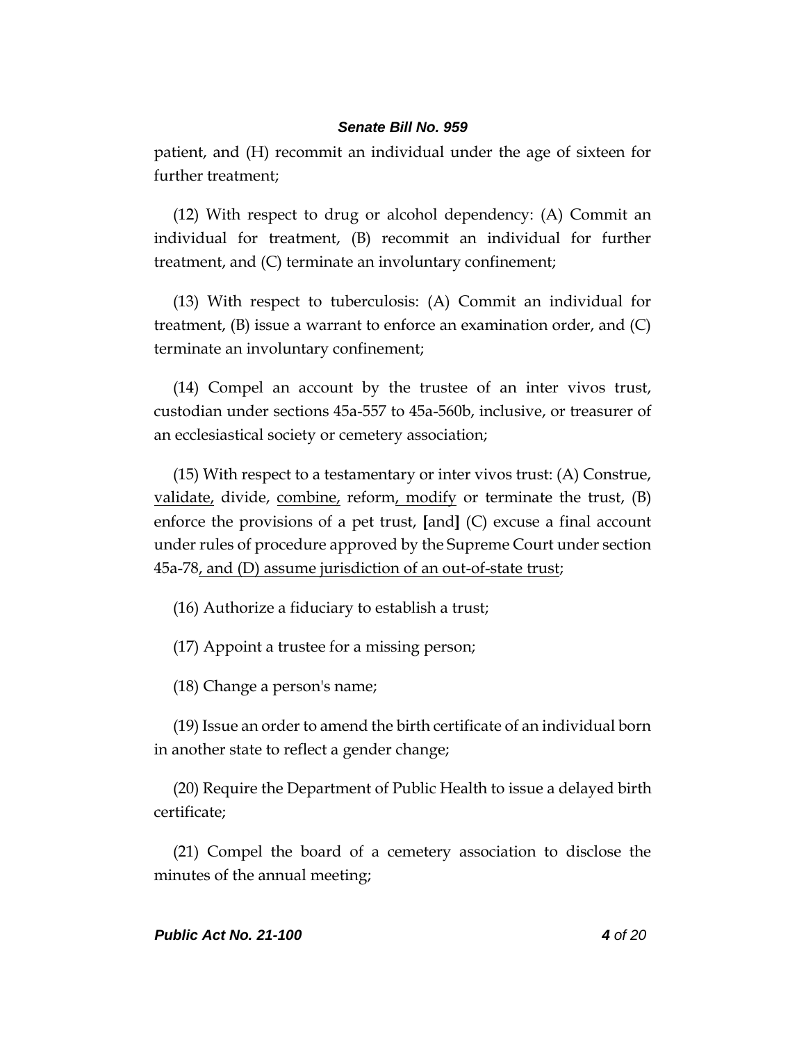patient, and (H) recommit an individual under the age of sixteen for further treatment;

(12) With respect to drug or alcohol dependency: (A) Commit an individual for treatment, (B) recommit an individual for further treatment, and (C) terminate an involuntary confinement;

(13) With respect to tuberculosis: (A) Commit an individual for treatment, (B) issue a warrant to enforce an examination order, and (C) terminate an involuntary confinement;

(14) Compel an account by the trustee of an inter vivos trust, custodian under sections 45a-557 to 45a-560b, inclusive, or treasurer of an ecclesiastical society or cemetery association;

(15) With respect to a testamentary or inter vivos trust: (A) Construe, <u>validate,</u> divide, <u>combine,</u> reform<u>, modify</u> or terminate the trust, (B) enforce the provisions of a pet trust, **[**and**]** (C) excuse a final account under rules of procedure approved by the Supreme Court under section 45a-78<u>, and (D) assume jurisdiction of an out-of-state trust</u>;

(16) Authorize a fiduciary to establish a trust;

(17) Appoint a trustee for a missing person;

(18) Change a person's name;

(19) Issue an order to amend the birth certificate of an individual born in another state to reflect a gender change;

(20) Require the Department of Public Health to issue a delayed birth certificate;

(21) Compel the board of a cemetery association to disclose the minutes of the annual meeting;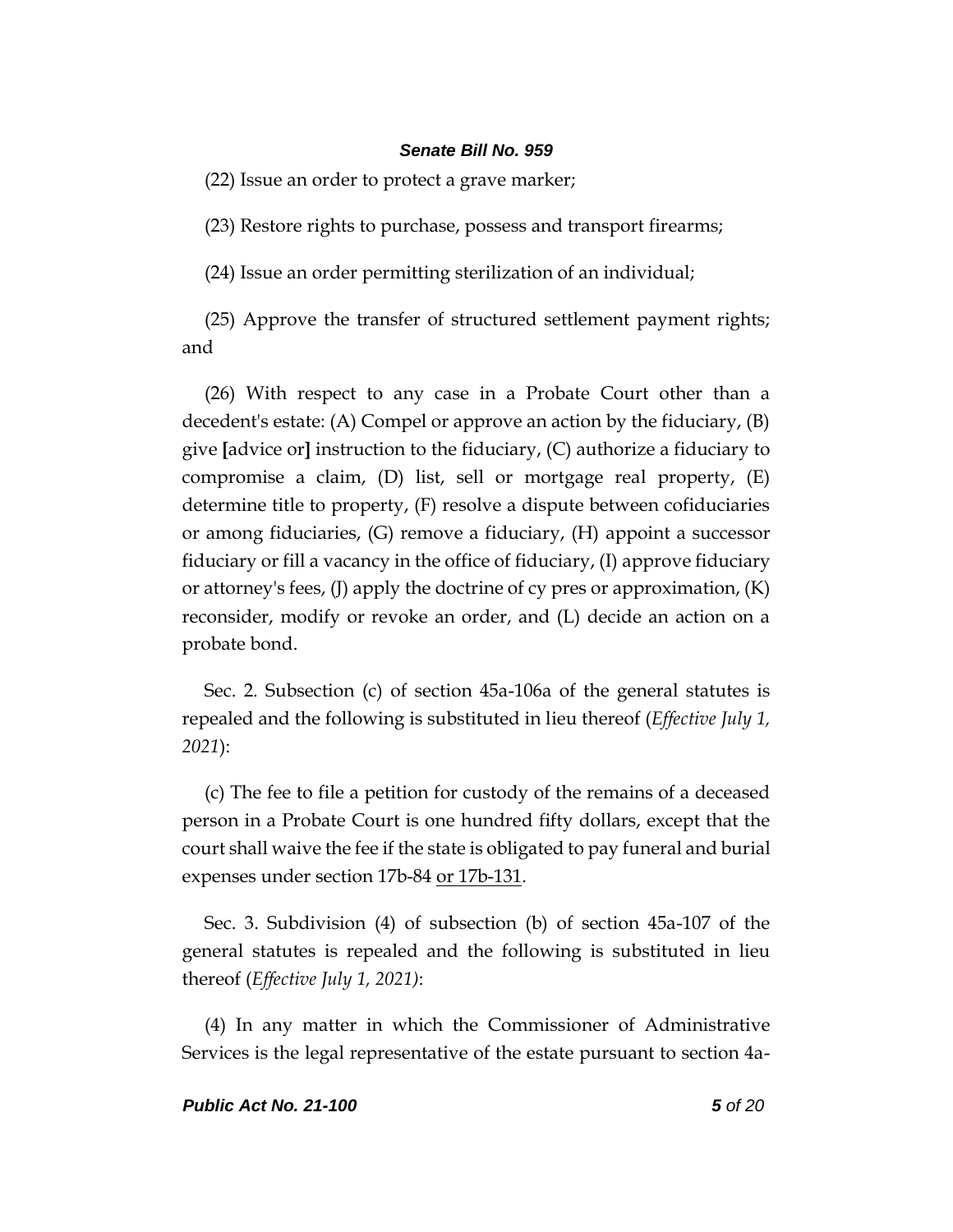(22) Issue an order to protect a grave marker;

(23) Restore rights to purchase, possess and transport firearms;

(24) Issue an order permitting sterilization of an individual;

(25) Approve the transfer of structured settlement payment rights; and

(26) With respect to any case in a Probate Court other than a decedent's estate: (A) Compel or approve an action by the fiduciary, (B) give [advice or] instruction to the fiduciary, (C) authorize a fiduciary to compromise a claim, (D) list, sell or mortgage real property, (E) determine title to property, (F) resolve a dispute between cofiduciaries or among fiduciaries, (G) remove a fiduciary, (H) appoint a successor fiduciary or fill a vacancy in the office of fiduciary, (I) approve fiduciary or attorney's fees, (J) apply the doctrine of cy pres or approximation, (K) reconsider, modify or revoke an order, and (L) decide an action on a probate bond.

Sec. 2. Subsection (c) of section 45a-106a of the general statutes is repealed and the following is substituted in lieu thereof (*Effective July 1, 2021*):

(c) The fee to file a petition for custody of the remains of a deceased person in a Probate Court is one hundred fifty dollars, except that the court shall waive the fee if the state is obligated to pay funeral and burial expenses under section 17b-84 <u>or 17b-131</u>.

Sec. 3. Subdivision (4) of subsection (b) of section 45a-107 of the general statutes is repealed and the following is substituted in lieu thereof (*Effective July 1, 2021)*:

(4) In any matter in which the Commissioner of Administrative Services is the legal representative of the estate pursuant to section 4a-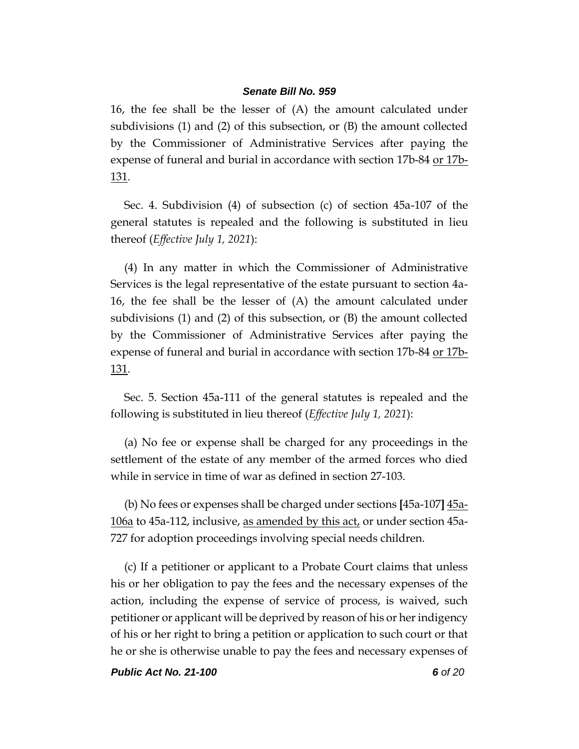16, the fee shall be the lesser of (A) the amount calculated under subdivisions (1) and (2) of this subsection, or (B) the amount collected by the Commissioner of Administrative Services after paying the expense of funeral and burial in accordance with section 17b-84 <u>or 17b-131</u>.

Sec. 4. Subdivision (4) of subsection (c) of section 45a-107 of the general statutes is repealed and the following is substituted in lieu thereof (*Effective July 1, 2021*):

(4) In any matter in which the Commissioner of Administrative Services is the legal representative of the estate pursuant to section 4a-16, the fee shall be the lesser of (A) the amount calculated under subdivisions (1) and (2) of this subsection, or (B) the amount collected by the Commissioner of Administrative Services after paying the expense of funeral and burial in accordance with section 17b-84 <u>or 17b-131</u>.

Sec. 5. Section 45a-111 of the general statutes is repealed and the following is substituted in lieu thereof (*Effective July 1, 2021*):

(a) No fee or expense shall be charged for any proceedings in the settlement of the estate of any member of the armed forces who died while in service in time of war as defined in section 27-103.

(b) No fees or expenses shall be charged under sections **[**45a-107**]** <u>45a-106a</u> to 45a-112, inclusive, <u>as amended by this act,</u> or under section 45a-727 for adoption proceedings involving special needs children.

(c) If a petitioner or applicant to a Probate Court claims that unless his or her obligation to pay the fees and the necessary expenses of the action, including the expense of service of process, is waived, such petitioner or applicant will be deprived by reason of his or her indigency of his or her right to bring a petition or application to such court or that he or she is otherwise unable to pay the fees and necessary expenses of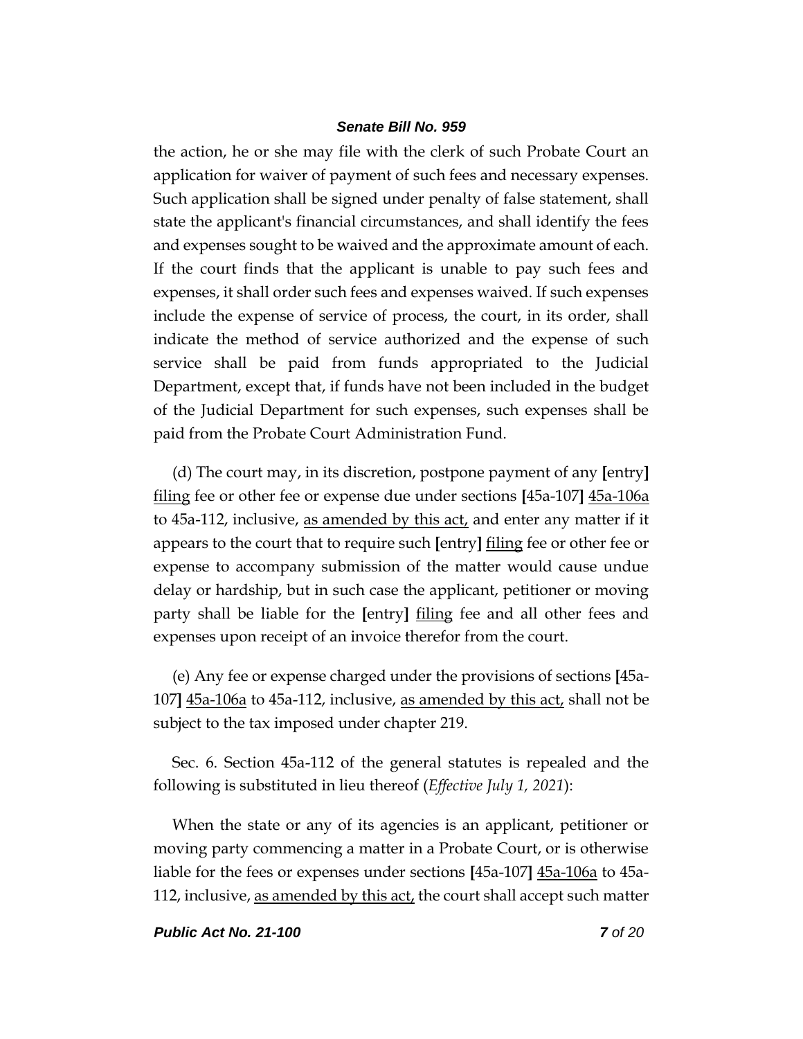the action, he or she may file with the clerk of such Probate Court an application for waiver of payment of such fees and necessary expenses. Such application shall be signed under penalty of false statement, shall state the applicant's financial circumstances, and shall identify the fees and expenses sought to be waived and the approximate amount of each. If the court finds that the applicant is unable to pay such fees and expenses, it shall order such fees and expenses waived. If such expenses include the expense of service of process, the court, in its order, shall indicate the method of service authorized and the expense of such service shall be paid from funds appropriated to the Judicial Department, except that, if funds have not been included in the budget of the Judicial Department for such expenses, such expenses shall be paid from the Probate Court Administration Fund.

(d) The court may, in its discretion, postpone payment of any **[**entry**]** <u>filing</u> fee or other fee or expense due under sections **[**45a-107**]** <u>45a-106a</u> to 45a-112, inclusive, <u>as amended by this act,</u> and enter any matter if it appears to the court that to require such **[**entry**]** <u>filing</u> fee or other fee or expense to accompany submission of the matter would cause undue delay or hardship, but in such case the applicant, petitioner or moving party shall be liable for the **[**entry**]** <u>filing</u> fee and all other fees and expenses upon receipt of an invoice therefor from the court.

(e) Any fee or expense charged under the provisions of sections **[**45a-107**]** <u>45a-106a</u> to 45a-112, inclusive, <u>as amended by this act,</u> shall not be subject to the tax imposed under chapter 219.

Sec. 6. Section 45a-112 of the general statutes is repealed and the following is substituted in lieu thereof (*Effective July 1, 2021*):

When the state or any of its agencies is an applicant, petitioner or moving party commencing a matter in a Probate Court, or is otherwise liable for the fees or expenses under sections **[**45a-107**]** <u>45a-106a</u> to 45a-112, inclusive, <u>as amended by this act,</u> the court shall accept such matter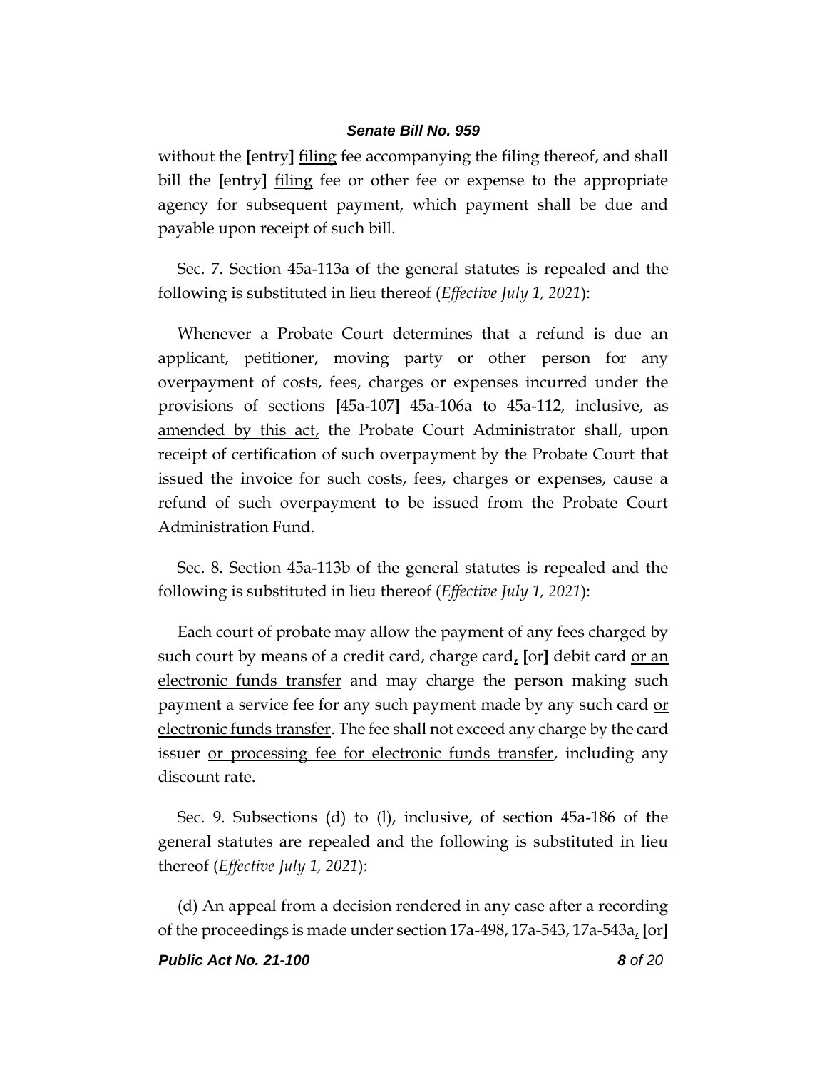without the [entry] filing fee accompanying the filing thereof, and shall bill the [entry] filing fee or other fee or expense to the appropriate agency for subsequent payment, which payment shall be due and payable upon receipt of such bill.

Sec. 7. Section 45a-113a of the general statutes is repealed and the following is substituted in lieu thereof (*Effective July 1, 2021*):

Whenever a Probate Court determines that a refund is due an applicant, petitioner, moving party or other person for any overpayment of costs, fees, charges or expenses incurred under the provisions of sections [45a-107] 45a-106a to 45a-112, inclusive, as amended by this act, the Probate Court Administrator shall, upon receipt of certification of such overpayment by the Probate Court that issued the invoice for such costs, fees, charges or expenses, cause a refund of such overpayment to be issued from the Probate Court Administration Fund.

Sec. 8. Section 45a-113b of the general statutes is repealed and the following is substituted in lieu thereof (*Effective July 1, 2021*):

Each court of probate may allow the payment of any fees charged by such court by means of a credit card, charge card, [or] debit card or an electronic funds transfer and may charge the person making such payment a service fee for any such payment made by any such card or electronic funds transfer. The fee shall not exceed any charge by the card issuer or processing fee for electronic funds transfer, including any discount rate.

Sec. 9. Subsections (d) to (l), inclusive, of section 45a-186 of the general statutes are repealed and the following is substituted in lieu thereof (*Effective July 1, 2021*):

(d) An appeal from a decision rendered in any case after a recording of the proceedings is made under section 17a-498, 17a-543, 17a-543a, [or]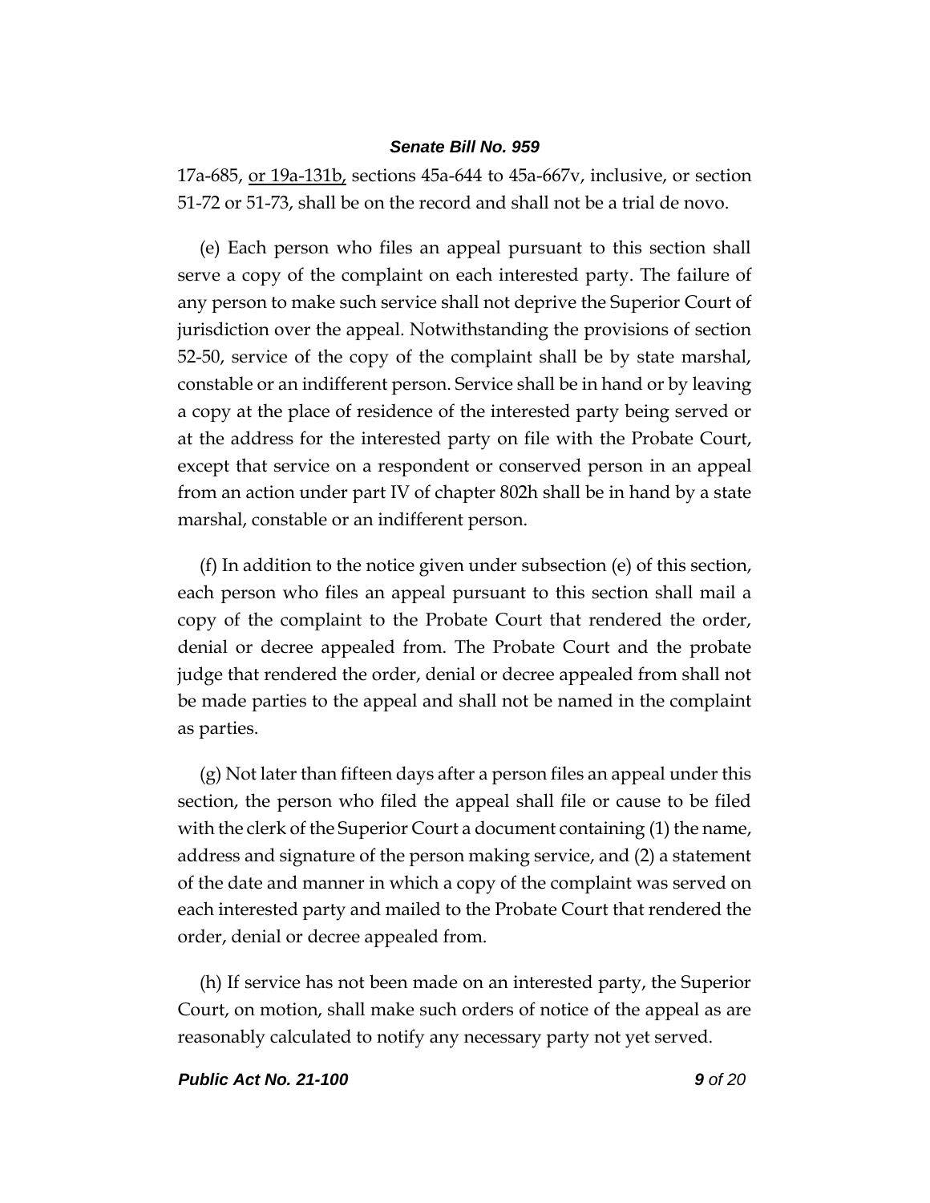17a-685, <u>or 19a-131b,</u> sections 45a-644 to 45a-667v, inclusive, or section 51-72 or 51-73, shall be on the record and shall not be a trial de novo.

(e) Each person who files an appeal pursuant to this section shall serve a copy of the complaint on each interested party. The failure of any person to make such service shall not deprive the Superior Court of jurisdiction over the appeal. Notwithstanding the provisions of section 52-50, service of the copy of the complaint shall be by state marshal, constable or an indifferent person. Service shall be in hand or by leaving a copy at the place of residence of the interested party being served or at the address for the interested party on file with the Probate Court, except that service on a respondent or conserved person in an appeal from an action under part IV of chapter 802h shall be in hand by a state marshal, constable or an indifferent person.

(f) In addition to the notice given under subsection (e) of this section, each person who files an appeal pursuant to this section shall mail a copy of the complaint to the Probate Court that rendered the order, denial or decree appealed from. The Probate Court and the probate judge that rendered the order, denial or decree appealed from shall not be made parties to the appeal and shall not be named in the complaint as parties.

(g) Not later than fifteen days after a person files an appeal under this section, the person who filed the appeal shall file or cause to be filed with the clerk of the Superior Court a document containing (1) the name, address and signature of the person making service, and (2) a statement of the date and manner in which a copy of the complaint was served on each interested party and mailed to the Probate Court that rendered the order, denial or decree appealed from.

(h) If service has not been made on an interested party, the Superior Court, on motion, shall make such orders of notice of the appeal as are reasonably calculated to notify any necessary party not yet served.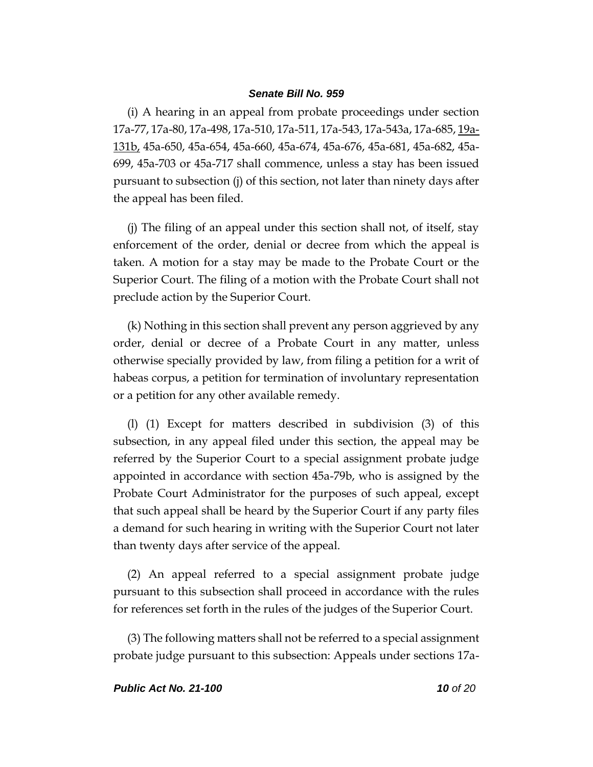(i) A hearing in an appeal from probate proceedings under section 17a-77, 17a-80, 17a-498, 17a-510, 17a-511, 17a-543, 17a-543a, 17a-685, 19a-131b, 45a-650, 45a-654, 45a-660, 45a-674, 45a-676, 45a-681, 45a-682, 45a-699, 45a-703 or 45a-717 shall commence, unless a stay has been issued pursuant to subsection (j) of this section, not later than ninety days after the appeal has been filed.

(j) The filing of an appeal under this section shall not, of itself, stay enforcement of the order, denial or decree from which the appeal is taken. A motion for a stay may be made to the Probate Court or the Superior Court. The filing of a motion with the Probate Court shall not preclude action by the Superior Court.

(k) Nothing in this section shall prevent any person aggrieved by any order, denial or decree of a Probate Court in any matter, unless otherwise specially provided by law, from filing a petition for a writ of habeas corpus, a petition for termination of involuntary representation or a petition for any other available remedy.

(l) (1) Except for matters described in subdivision (3) of this subsection, in any appeal filed under this section, the appeal may be referred by the Superior Court to a special assignment probate judge appointed in accordance with section 45a-79b, who is assigned by the Probate Court Administrator for the purposes of such appeal, except that such appeal shall be heard by the Superior Court if any party files a demand for such hearing in writing with the Superior Court not later than twenty days after service of the appeal.

(2) An appeal referred to a special assignment probate judge pursuant to this subsection shall proceed in accordance with the rules for references set forth in the rules of the judges of the Superior Court.

(3) The following matters shall not be referred to a special assignment probate judge pursuant to this subsection: Appeals under sections 17a-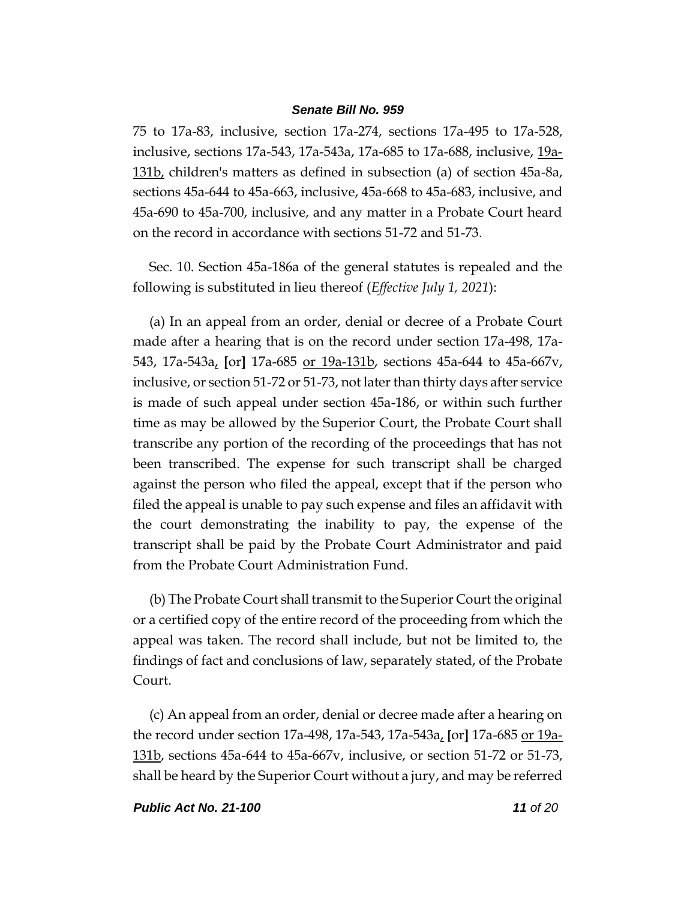75 to 17a-83, inclusive, section 17a-274, sections 17a-495 to 17a-528, inclusive, sections 17a-543, 17a-543a, 17a-685 to 17a-688, inclusive, <u>19a-131b,</u> children's matters as defined in subsection (a) of section 45a-8a, sections 45a-644 to 45a-663, inclusive, 45a-668 to 45a-683, inclusive, and 45a-690 to 45a-700, inclusive, and any matter in a Probate Court heard on the record in accordance with sections 51-72 and 51-73.

Sec. 10. Section 45a-186a of the general statutes is repealed and the following is substituted in lieu thereof (*Effective July 1, 2021*):

(a) In an appeal from an order, denial or decree of a Probate Court made after a hearing that is on the record under section 17a-498, 17a-543, 17a-543a<u>,</u> **[**or**]** 17a-685 <u>or 19a-131b</u>, sections 45a-644 to 45a-667v, inclusive, or section 51-72 or 51-73, not later than thirty days after service is made of such appeal under section 45a-186, or within such further time as may be allowed by the Superior Court, the Probate Court shall transcribe any portion of the recording of the proceedings that has not been transcribed. The expense for such transcript shall be charged against the person who filed the appeal, except that if the person who filed the appeal is unable to pay such expense and files an affidavit with the court demonstrating the inability to pay, the expense of the transcript shall be paid by the Probate Court Administrator and paid from the Probate Court Administration Fund.

(b) The Probate Court shall transmit to the Superior Court the original or a certified copy of the entire record of the proceeding from which the appeal was taken. The record shall include, but not be limited to, the findings of fact and conclusions of law, separately stated, of the Probate Court.

(c) An appeal from an order, denial or decree made after a hearing on the record under section 17a-498, 17a-543, 17a-543a<u>,</u> **[**or**]** 17a-685 <u>or 19a-131b</u>, sections 45a-644 to 45a-667v, inclusive, or section 51-72 or 51-73, shall be heard by the Superior Court without a jury, and may be referred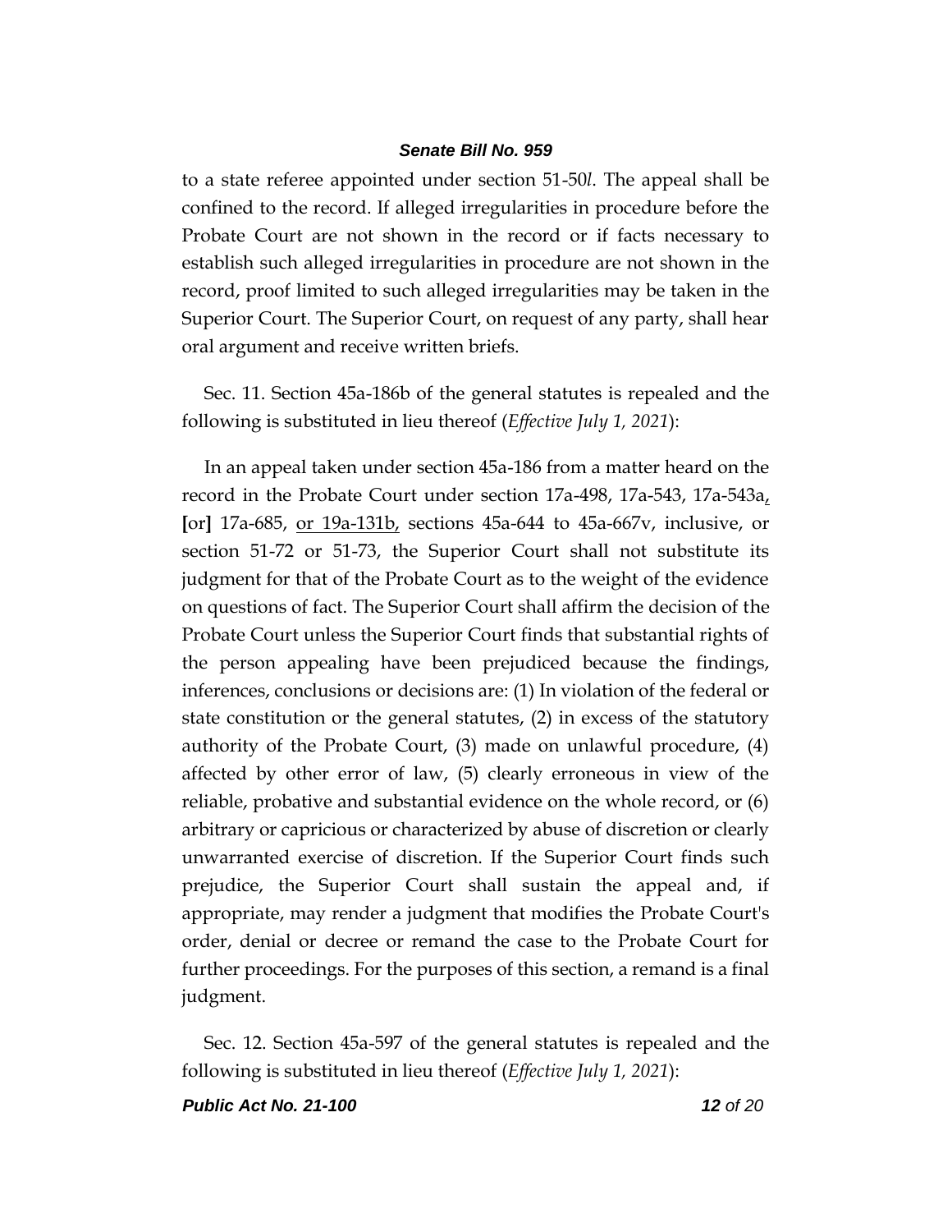to a state referee appointed under section 51-50*l*. The appeal shall be confined to the record. If alleged irregularities in procedure before the Probate Court are not shown in the record or if facts necessary to establish such alleged irregularities in procedure are not shown in the record, proof limited to such alleged irregularities may be taken in the Superior Court. The Superior Court, on request of any party, shall hear oral argument and receive written briefs.

Sec. 11. Section 45a-186b of the general statutes is repealed and the following is substituted in lieu thereof (*Effective July 1, 2021*):

In an appeal taken under section 45a-186 from a matter heard on the record in the Probate Court under section 17a-498, 17a-543, 17a-543a<u>,</u> **[**or**]** 17a-685, <u>or 19a-131b,</u> sections 45a-644 to 45a-667v, inclusive, or section 51-72 or 51-73, the Superior Court shall not substitute its judgment for that of the Probate Court as to the weight of the evidence on questions of fact. The Superior Court shall affirm the decision of the Probate Court unless the Superior Court finds that substantial rights of the person appealing have been prejudiced because the findings, inferences, conclusions or decisions are: (1) In violation of the federal or state constitution or the general statutes, (2) in excess of the statutory authority of the Probate Court, (3) made on unlawful procedure, (4) affected by other error of law, (5) clearly erroneous in view of the reliable, probative and substantial evidence on the whole record, or (6) arbitrary or capricious or characterized by abuse of discretion or clearly unwarranted exercise of discretion. If the Superior Court finds such prejudice, the Superior Court shall sustain the appeal and, if appropriate, may render a judgment that modifies the Probate Court's order, denial or decree or remand the case to the Probate Court for further proceedings. For the purposes of this section, a remand is a final judgment.

Sec. 12. Section 45a-597 of the general statutes is repealed and the following is substituted in lieu thereof (*Effective July 1, 2021*):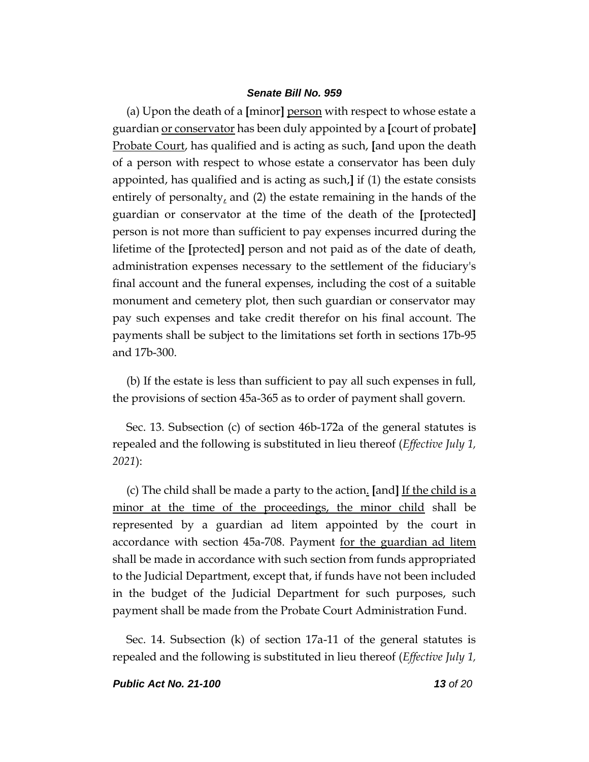(a) Upon the death of a [minor] <u>person</u> with respect to whose estate a guardian <u>or conservator</u> has been duly appointed by a [court of probate] <u>Probate Court</u>, has qualified and is acting as such, [and upon the death of a person with respect to whose estate a conservator has been duly appointed, has qualified and is acting as such,] if (1) the estate consists entirely of personalty<u>,</u> and (2) the estate remaining in the hands of the guardian or conservator at the time of the death of the [protected] person is not more than sufficient to pay expenses incurred during the lifetime of the [protected] person and not paid as of the date of death, administration expenses necessary to the settlement of the fiduciary's final account and the funeral expenses, including the cost of a suitable monument and cemetery plot, then such guardian or conservator may pay such expenses and take credit therefor on his final account. The payments shall be subject to the limitations set forth in sections 17b-95 and 17b-300.

(b) If the estate is less than sufficient to pay all such expenses in full, the provisions of section 45a-365 as to order of payment shall govern.

Sec. 13. Subsection (c) of section 46b-172a of the general statutes is repealed and the following is substituted in lieu thereof (*Effective July 1, 2021*):

(c) The child shall be made a party to the action<u>.</u> [and] <u>If the child is a minor at the time of the proceedings, the minor child</u> shall be represented by a guardian ad litem appointed by the court in accordance with section 45a-708. Payment <u>for the guardian ad litem</u> shall be made in accordance with such section from funds appropriated to the Judicial Department, except that, if funds have not been included in the budget of the Judicial Department for such purposes, such payment shall be made from the Probate Court Administration Fund.

Sec. 14. Subsection (k) of section 17a-11 of the general statutes is repealed and the following is substituted in lieu thereof (*Effective July 1,*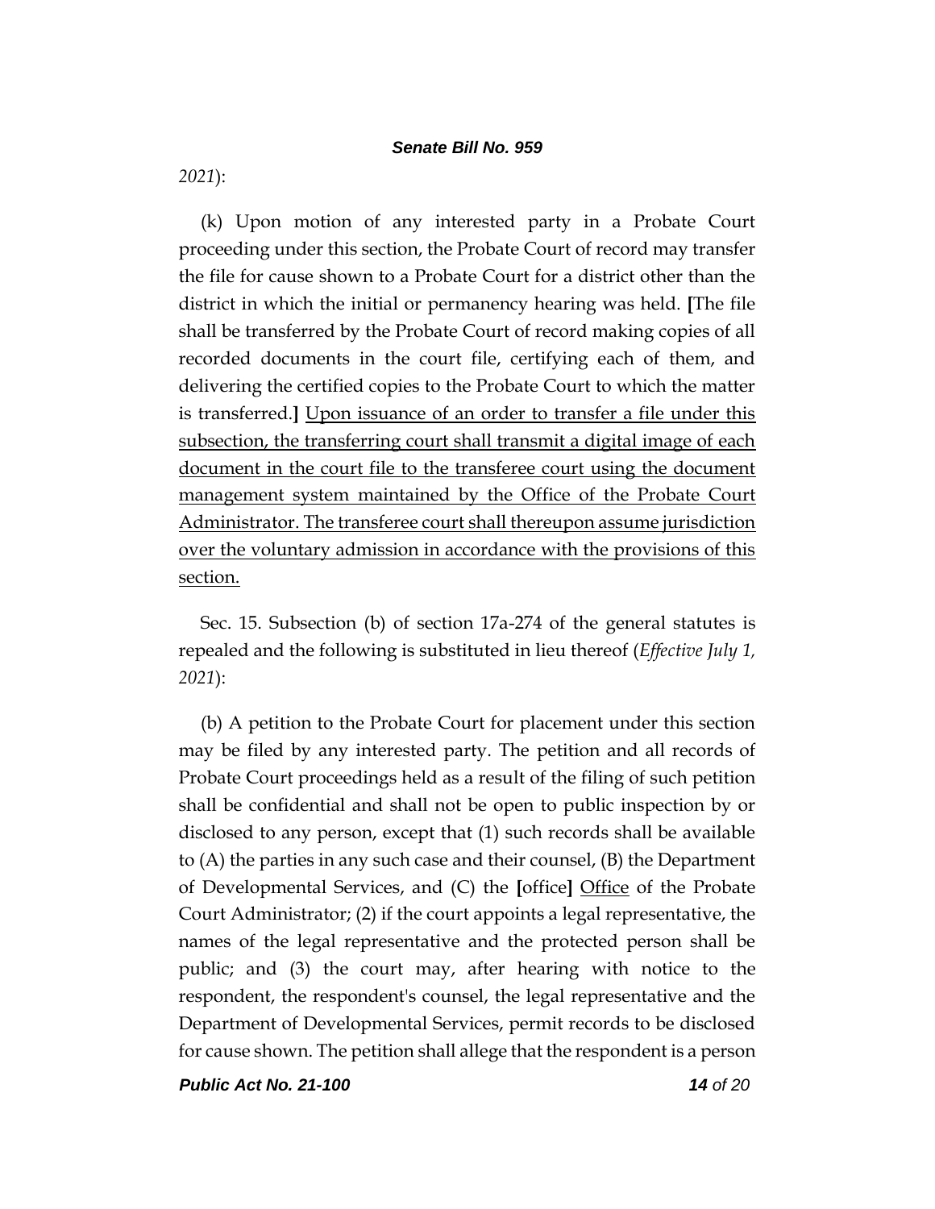*2021*):

(k) Upon motion of any interested party in a Probate Court proceeding under this section, the Probate Court of record may transfer the file for cause shown to a Probate Court for a district other than the district in which the initial or permanency hearing was held. **[**The file shall be transferred by the Probate Court of record making copies of all recorded documents in the court file, certifying each of them, and delivering the certified copies to the Probate Court to which the matter is transferred.**]** <u>Upon issuance of an order to transfer a file under this subsection, the transferring court shall transmit a digital image of each document in the court file to the transferee court using the document management system maintained by the Office of the Probate Court Administrator. The transferee court shall thereupon assume jurisdiction over the voluntary admission in accordance with the provisions of this section.</u>

Sec. 15. Subsection (b) of section 17a-274 of the general statutes is repealed and the following is substituted in lieu thereof (*Effective July 1, 2021*):

(b) A petition to the Probate Court for placement under this section may be filed by any interested party. The petition and all records of Probate Court proceedings held as a result of the filing of such petition shall be confidential and shall not be open to public inspection by or disclosed to any person, except that (1) such records shall be available to (A) the parties in any such case and their counsel, (B) the Department of Developmental Services, and (C) the **[**office**]** <u>Office</u> of the Probate Court Administrator; (2) if the court appoints a legal representative, the names of the legal representative and the protected person shall be public; and (3) the court may, after hearing with notice to the respondent, the respondent's counsel, the legal representative and the Department of Developmental Services, permit records to be disclosed for cause shown. The petition shall allege that the respondent is a person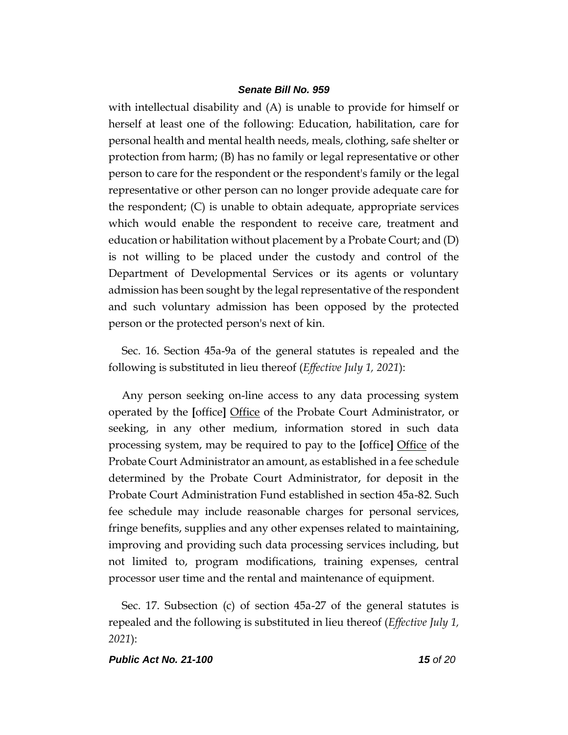with intellectual disability and (A) is unable to provide for himself or herself at least one of the following: Education, habilitation, care for personal health and mental health needs, meals, clothing, safe shelter or protection from harm; (B) has no family or legal representative or other person to care for the respondent or the respondent's family or the legal representative or other person can no longer provide adequate care for the respondent; (C) is unable to obtain adequate, appropriate services which would enable the respondent to receive care, treatment and education or habilitation without placement by a Probate Court; and (D) is not willing to be placed under the custody and control of the Department of Developmental Services or its agents or voluntary admission has been sought by the legal representative of the respondent and such voluntary admission has been opposed by the protected person or the protected person's next of kin.

Sec. 16. Section 45a-9a of the general statutes is repealed and the following is substituted in lieu thereof (*Effective July 1, 2021*):

Any person seeking on-line access to any data processing system operated by the **[**office**]** <u>Office</u> of the Probate Court Administrator, or seeking, in any other medium, information stored in such data processing system, may be required to pay to the **[**office**]** <u>Office</u> of the Probate Court Administrator an amount, as established in a fee schedule determined by the Probate Court Administrator, for deposit in the Probate Court Administration Fund established in section 45a-82. Such fee schedule may include reasonable charges for personal services, fringe benefits, supplies and any other expenses related to maintaining, improving and providing such data processing services including, but not limited to, program modifications, training expenses, central processor user time and the rental and maintenance of equipment.

Sec. 17. Subsection (c) of section 45a-27 of the general statutes is repealed and the following is substituted in lieu thereof (*Effective July 1, 2021*):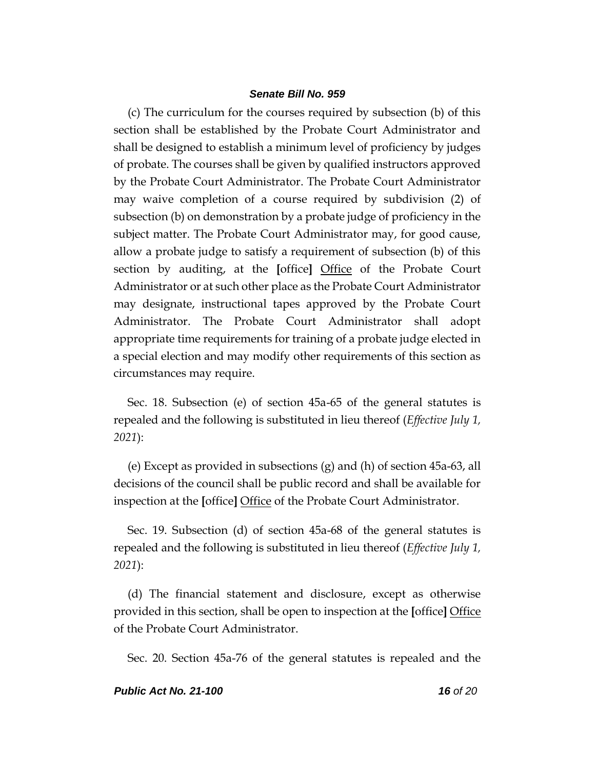(c) The curriculum for the courses required by subsection (b) of this section shall be established by the Probate Court Administrator and shall be designed to establish a minimum level of proficiency by judges of probate. The courses shall be given by qualified instructors approved by the Probate Court Administrator. The Probate Court Administrator may waive completion of a course required by subdivision (2) of subsection (b) on demonstration by a probate judge of proficiency in the subject matter. The Probate Court Administrator may, for good cause, allow a probate judge to satisfy a requirement of subsection (b) of this section by auditing, at the **[**office**]** <u>Office</u> of the Probate Court Administrator or at such other place as the Probate Court Administrator may designate, instructional tapes approved by the Probate Court Administrator. The Probate Court Administrator shall adopt appropriate time requirements for training of a probate judge elected in a special election and may modify other requirements of this section as circumstances may require.

Sec. 18. Subsection (e) of section 45a-65 of the general statutes is repealed and the following is substituted in lieu thereof (*Effective July 1, 2021*):

(e) Except as provided in subsections (g) and (h) of section 45a-63, all decisions of the council shall be public record and shall be available for inspection at the **[**office**]** <u>Office</u> of the Probate Court Administrator.

Sec. 19. Subsection (d) of section 45a-68 of the general statutes is repealed and the following is substituted in lieu thereof (*Effective July 1, 2021*):

(d) The financial statement and disclosure, except as otherwise provided in this section, shall be open to inspection at the **[**office**]** <u>Office</u> of the Probate Court Administrator.

Sec. 20. Section 45a-76 of the general statutes is repealed and the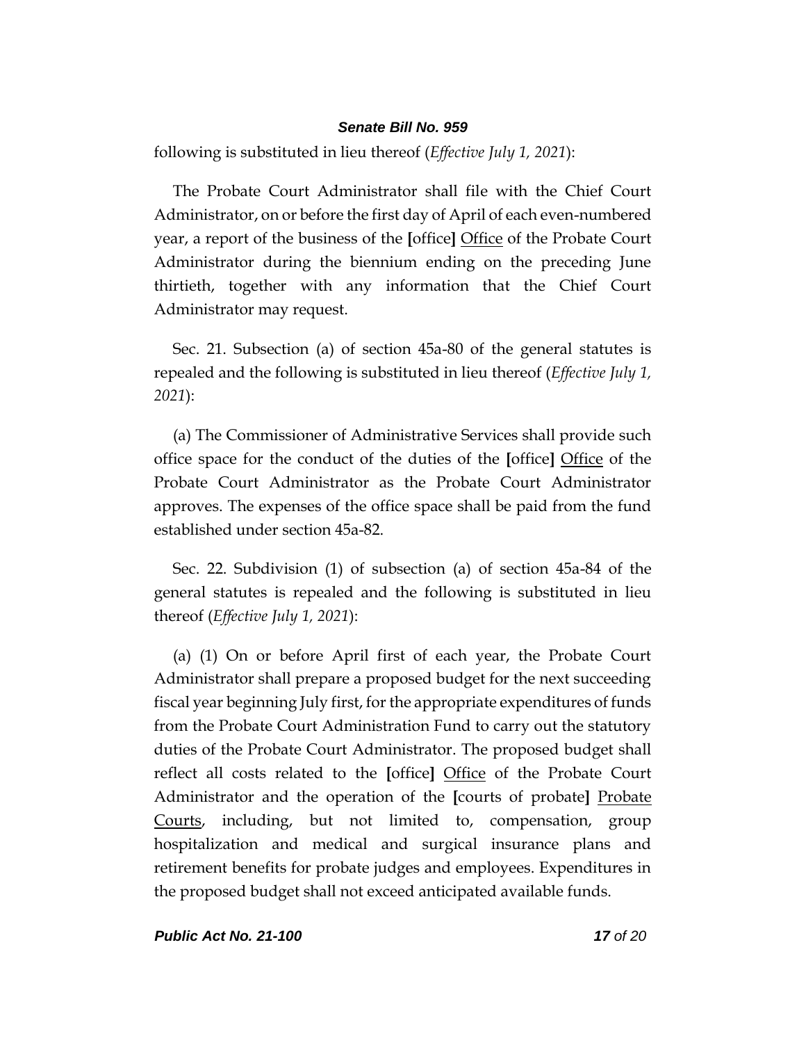following is substituted in lieu thereof (*Effective July 1, 2021*):

The Probate Court Administrator shall file with the Chief Court Administrator, on or before the first day of April of each even-numbered year, a report of the business of the **[**office**]** <u>Office</u> of the Probate Court Administrator during the biennium ending on the preceding June thirtieth, together with any information that the Chief Court Administrator may request.

Sec. 21. Subsection (a) of section 45a-80 of the general statutes is repealed and the following is substituted in lieu thereof (*Effective July 1, 2021*):

(a) The Commissioner of Administrative Services shall provide such office space for the conduct of the duties of the **[**office**]** <u>Office</u> of the Probate Court Administrator as the Probate Court Administrator approves. The expenses of the office space shall be paid from the fund established under section 45a-82.

Sec. 22. Subdivision (1) of subsection (a) of section 45a-84 of the general statutes is repealed and the following is substituted in lieu thereof (*Effective July 1, 2021*):

(a) (1) On or before April first of each year, the Probate Court Administrator shall prepare a proposed budget for the next succeeding fiscal year beginning July first, for the appropriate expenditures of funds from the Probate Court Administration Fund to carry out the statutory duties of the Probate Court Administrator. The proposed budget shall reflect all costs related to the **[**office**]** <u>Office</u> of the Probate Court Administrator and the operation of the **[**courts of probate**]** <u>Probate Courts</u>, including, but not limited to, compensation, group hospitalization and medical and surgical insurance plans and retirement benefits for probate judges and employees. Expenditures in the proposed budget shall not exceed anticipated available funds.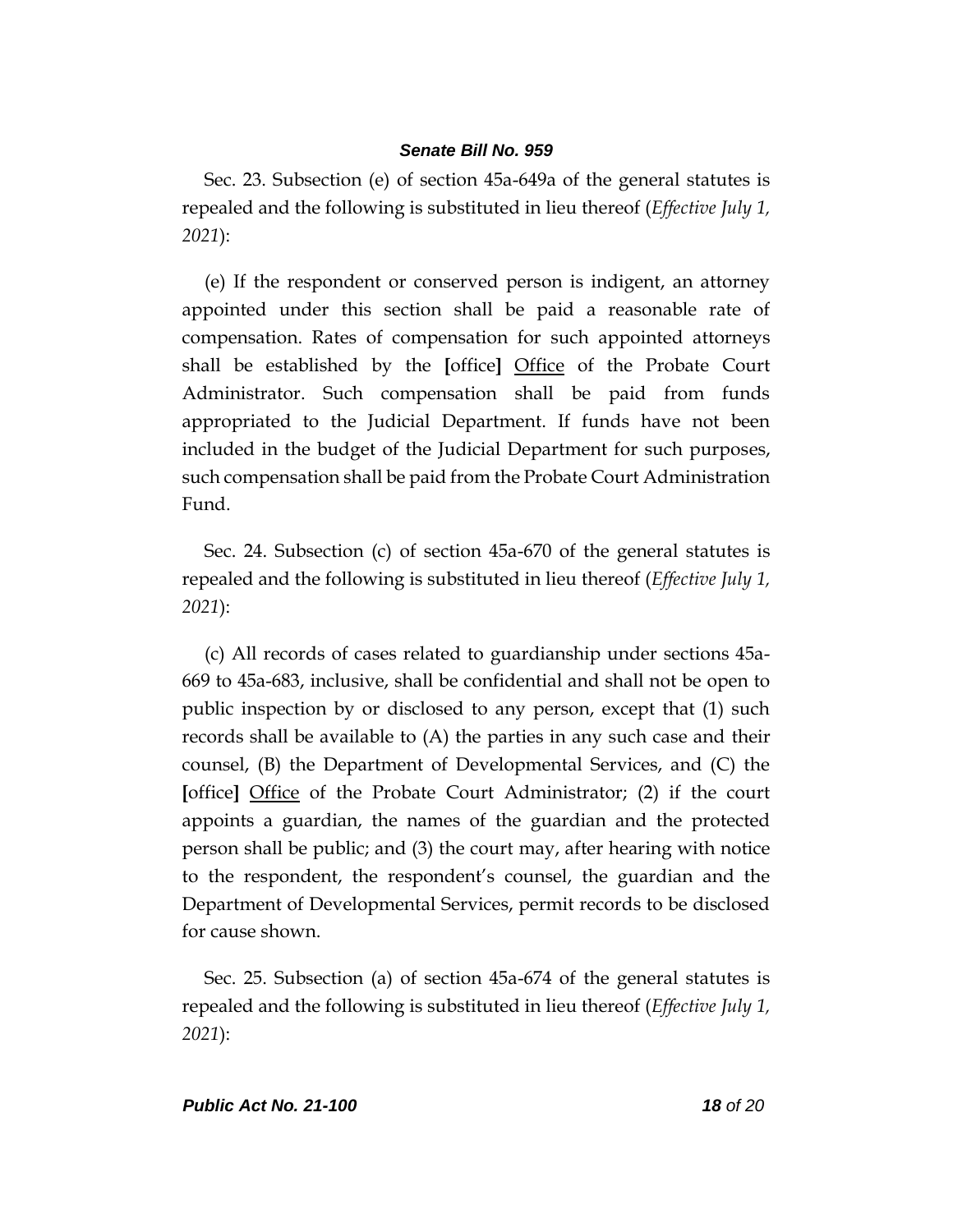Sec. 23. Subsection (e) of section 45a-649a of the general statutes is repealed and the following is substituted in lieu thereof (*Effective July 1, 2021*):

(e) If the respondent or conserved person is indigent, an attorney appointed under this section shall be paid a reasonable rate of compensation. Rates of compensation for such appointed attorneys shall be established by the [office] <u>Office</u> of the Probate Court Administrator. Such compensation shall be paid from funds appropriated to the Judicial Department. If funds have not been included in the budget of the Judicial Department for such purposes, such compensation shall be paid from the Probate Court Administration Fund.

Sec. 24. Subsection (c) of section 45a-670 of the general statutes is repealed and the following is substituted in lieu thereof (*Effective July 1, 2021*):

(c) All records of cases related to guardianship under sections 45a-669 to 45a-683, inclusive, shall be confidential and shall not be open to public inspection by or disclosed to any person, except that (1) such records shall be available to (A) the parties in any such case and their counsel, (B) the Department of Developmental Services, and (C) the [office] <u>Office</u> of the Probate Court Administrator; (2) if the court appoints a guardian, the names of the guardian and the protected person shall be public; and (3) the court may, after hearing with notice to the respondent, the respondent's counsel, the guardian and the Department of Developmental Services, permit records to be disclosed for cause shown.

Sec. 25. Subsection (a) of section 45a-674 of the general statutes is repealed and the following is substituted in lieu thereof (*Effective July 1, 2021*):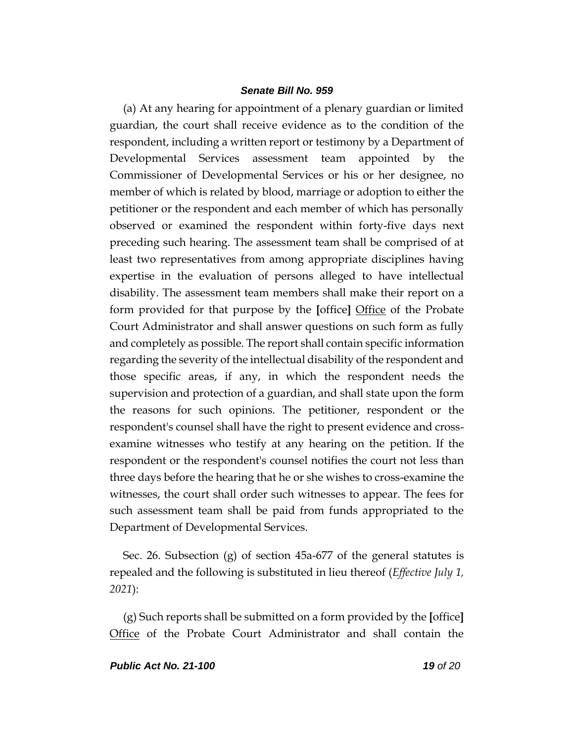(a) At any hearing for appointment of a plenary guardian or limited guardian, the court shall receive evidence as to the condition of the respondent, including a written report or testimony by a Department of Developmental Services assessment team appointed by the Commissioner of Developmental Services or his or her designee, no member of which is related by blood, marriage or adoption to either the petitioner or the respondent and each member of which has personally observed or examined the respondent within forty-five days next preceding such hearing. The assessment team shall be comprised of at least two representatives from among appropriate disciplines having expertise in the evaluation of persons alleged to have intellectual disability. The assessment team members shall make their report on a form provided for that purpose by the **[**office**]** <u>Office</u> of the Probate Court Administrator and shall answer questions on such form as fully and completely as possible. The report shall contain specific information regarding the severity of the intellectual disability of the respondent and those specific areas, if any, in which the respondent needs the supervision and protection of a guardian, and shall state upon the form the reasons for such opinions. The petitioner, respondent or the respondent's counsel shall have the right to present evidence and cross-examine witnesses who testify at any hearing on the petition. If the respondent or the respondent's counsel notifies the court not less than three days before the hearing that he or she wishes to cross-examine the witnesses, the court shall order such witnesses to appear. The fees for such assessment team shall be paid from funds appropriated to the Department of Developmental Services.

Sec. 26. Subsection (g) of section 45a-677 of the general statutes is repealed and the following is substituted in lieu thereof (*Effective July 1, 2021*):

(g) Such reports shall be submitted on a form provided by the **[**office**]** <u>Office</u> of the Probate Court Administrator and shall contain the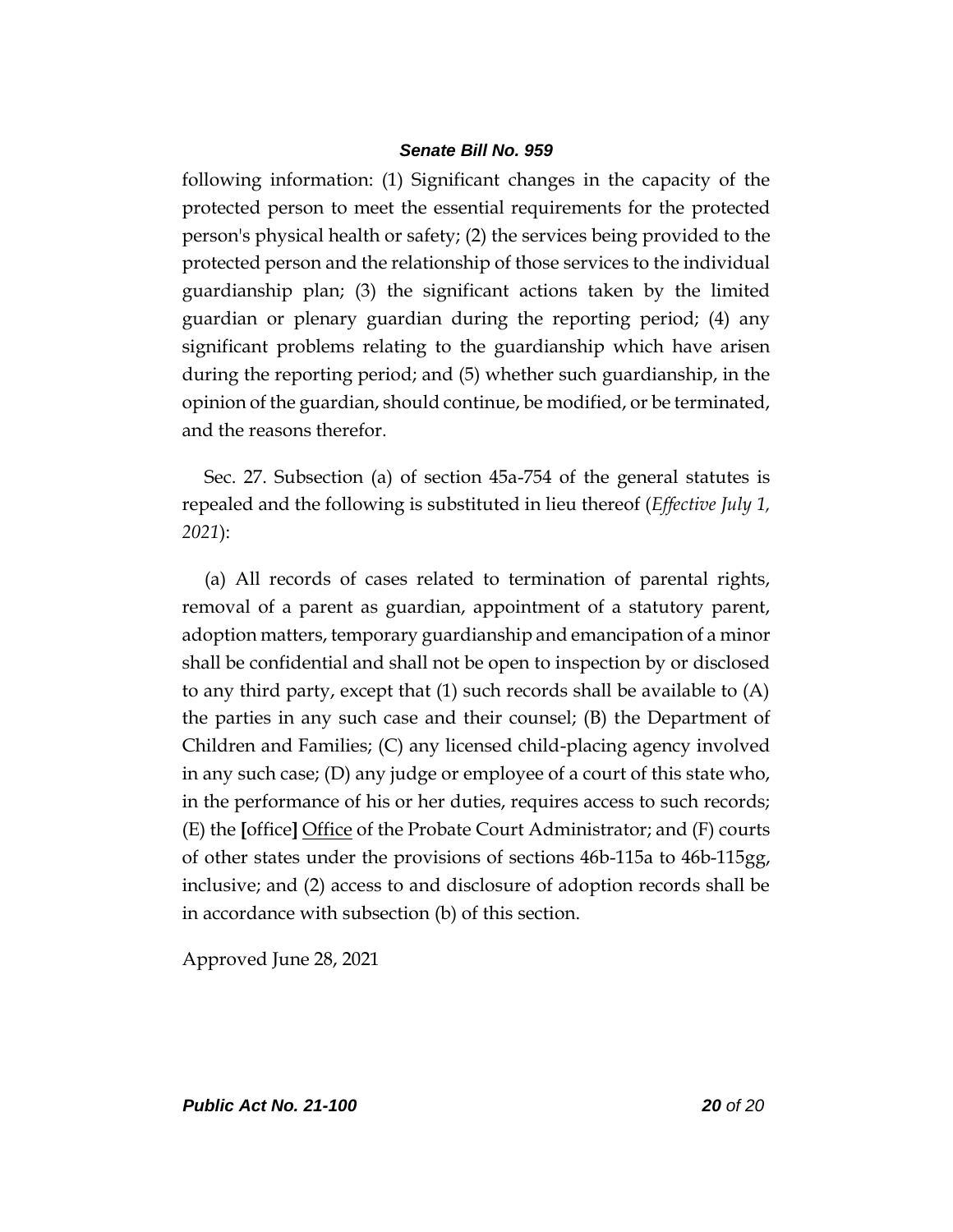following information: (1) Significant changes in the capacity of the protected person to meet the essential requirements for the protected person's physical health or safety; (2) the services being provided to the protected person and the relationship of those services to the individual guardianship plan; (3) the significant actions taken by the limited guardian or plenary guardian during the reporting period; (4) any significant problems relating to the guardianship which have arisen during the reporting period; and (5) whether such guardianship, in the opinion of the guardian, should continue, be modified, or be terminated, and the reasons therefor.

Sec. 27. Subsection (a) of section 45a-754 of the general statutes is repealed and the following is substituted in lieu thereof (*Effective July 1, 2021*):

(a) All records of cases related to termination of parental rights, removal of a parent as guardian, appointment of a statutory parent, adoption matters, temporary guardianship and emancipation of a minor shall be confidential and shall not be open to inspection by or disclosed to any third party, except that (1) such records shall be available to (A) the parties in any such case and their counsel; (B) the Department of Children and Families; (C) any licensed child-placing agency involved in any such case; (D) any judge or employee of a court of this state who, in the performance of his or her duties, requires access to such records; (E) the **[**office**]** <u>Office</u> of the Probate Court Administrator; and (F) courts of other states under the provisions of sections 46b-115a to 46b-115gg, inclusive; and (2) access to and disclosure of adoption records shall be in accordance with subsection (b) of this section.

Approved June 28, 2021